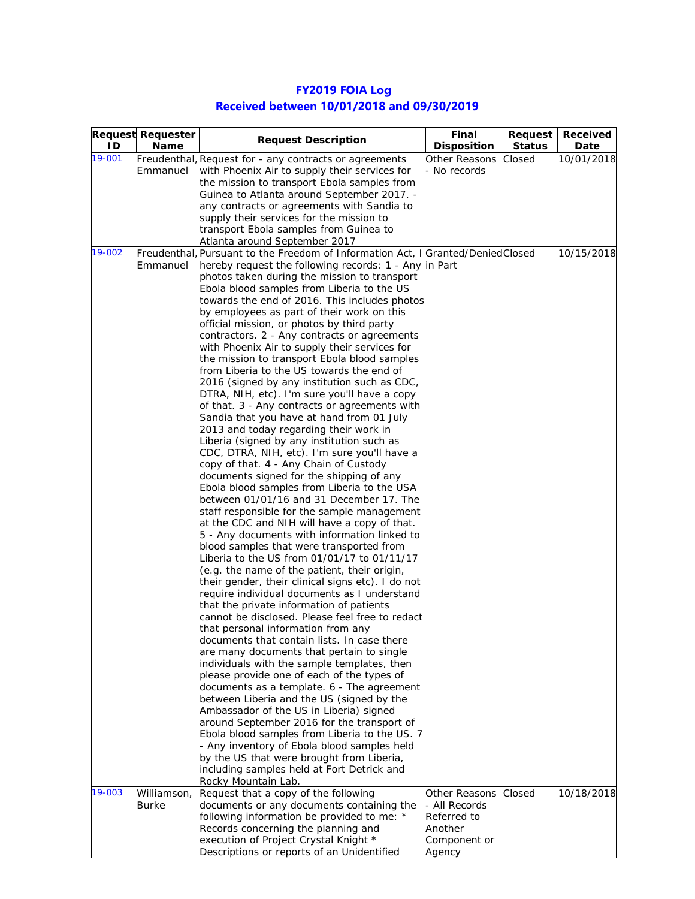# FY2019 FOIA Log

## Received between 10/01/2018 and 09/30/2019

| Request ID | Requester Name | Request Description | Final Disposition | Request Status | Received Date |
|---|---|---|---|---|---|
| 19-001 | Freudenthal, Emmanuel | Request for - any contracts or agreements with Phoenix Air to supply their services for the mission to transport Ebola samples from Guinea to Atlanta around September 2017. - any contracts or agreements with Sandia to supply their services for the mission to transport Ebola samples from Guinea to Atlanta around September 2017 | Other Reasons - No records | Closed | 10/01/2018 |
| 19-002 | Freudenthal, Emmanuel | Pursuant to the Freedom of Information Act, I hereby request the following records: 1 - Any photos taken during the mission to transport Ebola blood samples from Liberia to the US towards the end of 2016. This includes photos by employees as part of their work on this official mission, or photos by third party contractors. 2 - Any contracts or agreements with Phoenix Air to supply their services for the mission to transport Ebola blood samples from Liberia to the US towards the end of 2016 (signed by any institution such as CDC, DTRA, NIH, etc). I'm sure you'll have a copy of that. 3 - Any contracts or agreements with Sandia that you have at hand from 01 July 2013 and today regarding their work in Liberia (signed by any institution such as CDC, DTRA, NIH, etc). I'm sure you'll have a copy of that. 4 - Any Chain of Custody documents signed for the shipping of any Ebola blood samples from Liberia to the USA between 01/01/16 and 31 December 17. The staff responsible for the sample management at the CDC and NIH will have a copy of that. 5 - Any documents with information linked to blood samples that were transported from Liberia to the US from 01/01/17 to 01/11/17 (e.g. the name of the patient, their origin, their gender, their clinical signs etc). I do not require individual documents as I understand that the private information of patients cannot be disclosed. Please feel free to redact that personal information from any documents that contain lists. In case there are many documents that pertain to single individuals with the sample templates, then please provide one of each of the types of documents as a template. 6 - The agreement between Liberia and the US (signed by the Ambassador of the US in Liberia) signed around September 2016 for the transport of Ebola blood samples from Liberia to the US. 7 - Any inventory of Ebola blood samples held by the US that were brought from Liberia, including samples held at Fort Detrick and Rocky Mountain Lab. | Granted/Denied in Part | Closed | 10/15/2018 |
| 19-003 | Williamson, Burke | Request that a copy of the following documents or any documents containing the following information be provided to me: * Records concerning the planning and execution of Project Crystal Knight * Descriptions or reports of an Unidentified | Other Reasons - All Records Referred to Another Component or Agency | Closed | 10/18/2018 |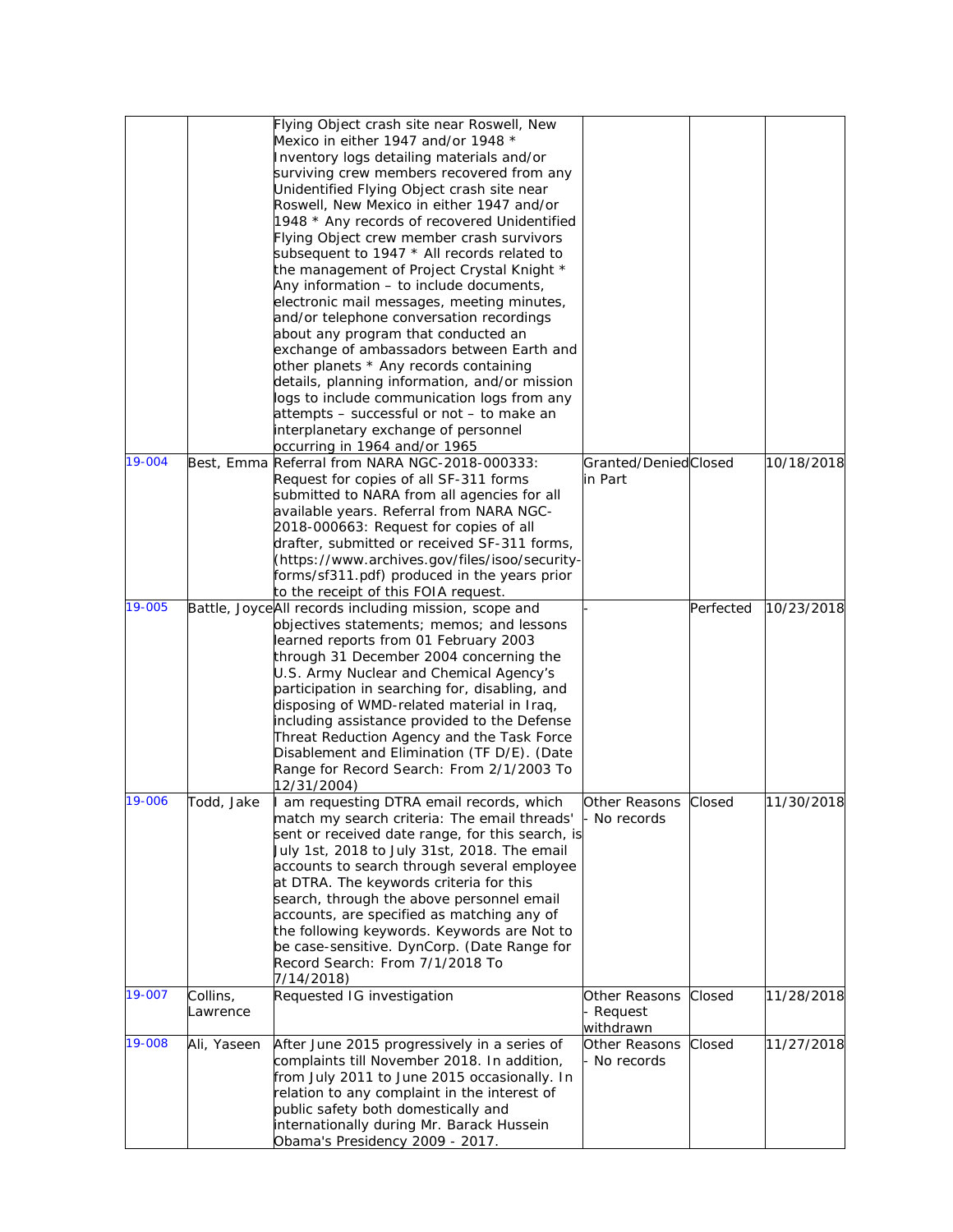| | | | | | |
|---|---|---|---|---|---|
| | | Flying Object crash site near Roswell, New Mexico in either 1947 and/or 1948 * Inventory logs detailing materials and/or surviving crew members recovered from any Unidentified Flying Object crash site near Roswell, New Mexico in either 1947 and/or 1948 * Any records of recovered Unidentified Flying Object crew member crash survivors subsequent to 1947 * All records related to the management of Project Crystal Knight * Any information – to include documents, electronic mail messages, meeting minutes, and/or telephone conversation recordings about any program that conducted an exchange of ambassadors between Earth and other planets * Any records containing details, planning information, and/or mission logs to include communication logs from any attempts – successful or not – to make an interplanetary exchange of personnel occurring in 1964 and/or 1965 | | | |
| 19-004 | Best, Emma | Referral from NARA NGC-2018-000333: Request for copies of all SF-311 forms submitted to NARA from all agencies for all available years. Referral from NARA NGC-2018-000663: Request for copies of all drafter, submitted or received SF-311 forms, (https://www.archives.gov/files/isoo/security-forms/sf311.pdf) produced in the years prior to the receipt of this FOIA request. | Granted/Denied in Part | Closed | 10/18/2018 |
| 19-005 | Battle, Joyce | All records including mission, scope and objectives statements; memos; and lessons learned reports from 01 February 2003 through 31 December 2004 concerning the U.S. Army Nuclear and Chemical Agency's participation in searching for, disabling, and disposing of WMD-related material in Iraq, including assistance provided to the Defense Threat Reduction Agency and the Task Force Disablement and Elimination (TF D/E). (Date Range for Record Search: From 2/1/2003 To 12/31/2004) | - | Perfected | 10/23/2018 |
| 19-006 | Todd, Jake | I am requesting DTRA email records, which match my search criteria: The email threads' sent or received date range, for this search, is July 1st, 2018 to July 31st, 2018. The email accounts to search through several employee at DTRA. The keywords criteria for this search, through the above personnel email accounts, are specified as matching any of the following keywords. Keywords are Not to be case-sensitive. DynCorp. (Date Range for Record Search: From 7/1/2018 To 7/14/2018) | Other Reasons - No records | Closed | 11/30/2018 |
| 19-007 | Collins, Lawrence | Requested IG investigation | Other Reasons - Request withdrawn | Closed | 11/28/2018 |
| 19-008 | Ali, Yaseen | After June 2015 progressively in a series of complaints till November 2018. In addition, from July 2011 to June 2015 occasionally. In relation to any complaint in the interest of public safety both domestically and internationally during Mr. Barack Hussein Obama's Presidency 2009 - 2017. | Other Reasons - No records | Closed | 11/27/2018 |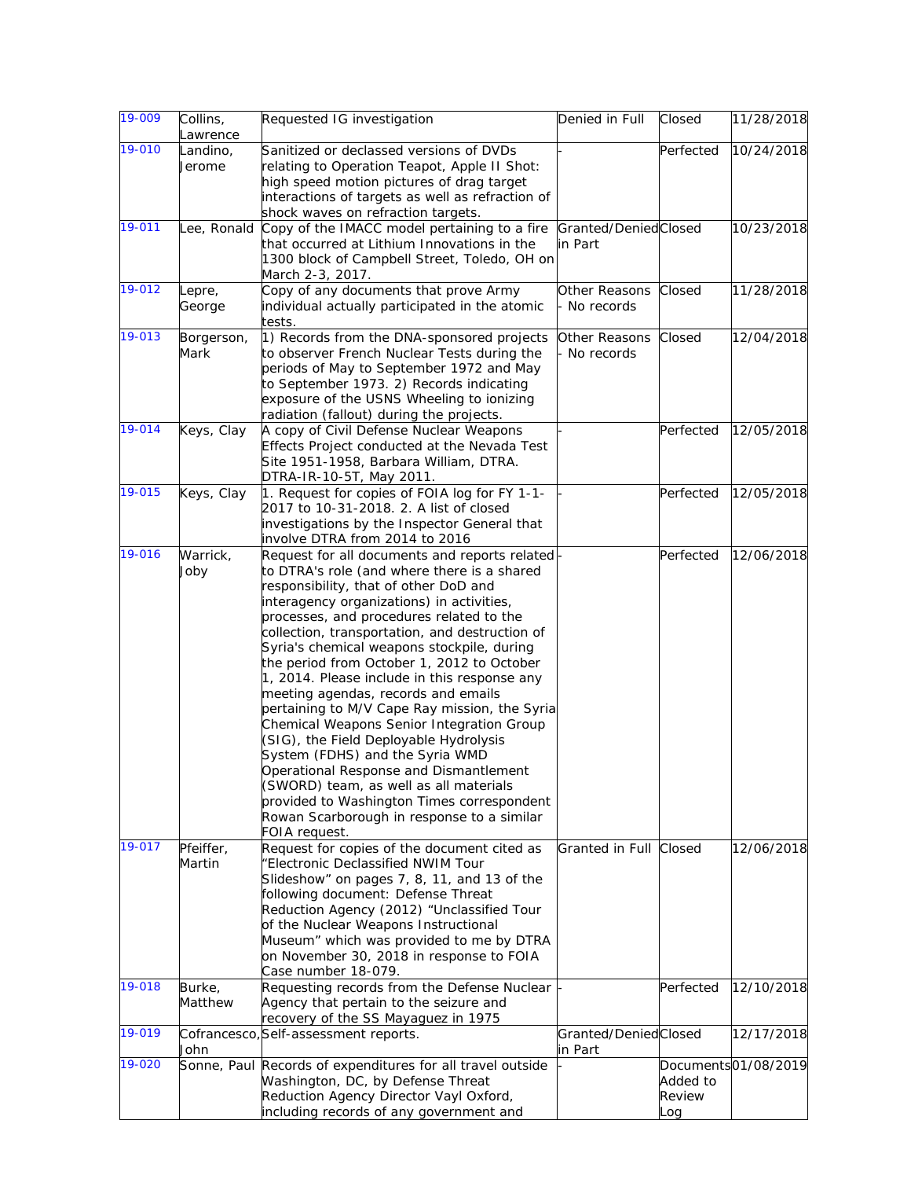| 19-009 | Collins, Lawrence | Requested IG investigation | Denied in Full | Closed | 11/28/2018 |
|---|---|---|---|---|---|
| 19-010 | Landino, Jerome | Sanitized or declassed versions of DVDs relating to Operation Teapot, Apple II Shot: high speed motion pictures of drag target interactions of targets as well as refraction of shock waves on refraction targets. | - | Perfected | 10/24/2018 |
| 19-011 | Lee, Ronald | Copy of the IMACC model pertaining to a fire that occurred at Lithium Innovations in the 1300 block of Campbell Street, Toledo, OH on March 2-3, 2017. | Granted/Denied in Part | Closed | 10/23/2018 |
| 19-012 | Lepre, George | Copy of any documents that prove Army individual actually participated in the atomic tests. | Other Reasons - No records | Closed | 11/28/2018 |
| 19-013 | Borgerson, Mark | 1) Records from the DNA-sponsored projects to observer French Nuclear Tests during the periods of May to September 1972 and May to September 1973. 2) Records indicating exposure of the USNS Wheeling to ionizing radiation (fallout) during the projects. | Other Reasons - No records | Closed | 12/04/2018 |
| 19-014 | Keys, Clay | A copy of Civil Defense Nuclear Weapons Effects Project conducted at the Nevada Test Site 1951-1958, Barbara William, DTRA. DTRA-IR-10-5T, May 2011. | - | Perfected | 12/05/2018 |
| 19-015 | Keys, Clay | 1. Request for copies of FOIA log for FY 1-1-2017 to 10-31-2018. 2. A list of closed investigations by the Inspector General that involve DTRA from 2014 to 2016 | - | Perfected | 12/05/2018 |
| 19-016 | Warrick, Joby | Request for all documents and reports related to DTRA's role (and where there is a shared responsibility, that of other DoD and interagency organizations) in activities, processes, and procedures related to the collection, transportation, and destruction of Syria's chemical weapons stockpile, during the period from October 1, 2012 to October 1, 2014. Please include in this response any meeting agendas, records and emails pertaining to M/V Cape Ray mission, the Syria Chemical Weapons Senior Integration Group (SIG), the Field Deployable Hydrolysis System (FDHS) and the Syria WMD Operational Response and Dismantlement (SWORD) team, as well as all materials provided to Washington Times correspondent Rowan Scarborough in response to a similar FOIA request. | - | Perfected | 12/06/2018 |
| 19-017 | Pfeiffer, Martin | Request for copies of the document cited as "Electronic Declassified NWIM Tour Slideshow" on pages 7, 8, 11, and 13 of the following document: Defense Threat Reduction Agency (2012) "Unclassified Tour of the Nuclear Weapons Instructional Museum" which was provided to me by DTRA on November 30, 2018 in response to FOIA Case number 18-079. | Granted in Full | Closed | 12/06/2018 |
| 19-018 | Burke, Matthew | Requesting records from the Defense Nuclear Agency that pertain to the seizure and recovery of the SS Mayaguez in 1975 | - | Perfected | 12/10/2018 |
| 19-019 | Cofrancesco, John | Self-assessment reports. | Granted/Denied in Part | Closed | 12/17/2018 |
| 19-020 | Sonne, Paul | Records of expenditures for all travel outside Washington, DC, by Defense Threat Reduction Agency Director Vayl Oxford, including records of any government and | - | Documents Added to Review Log | 01/08/2019 |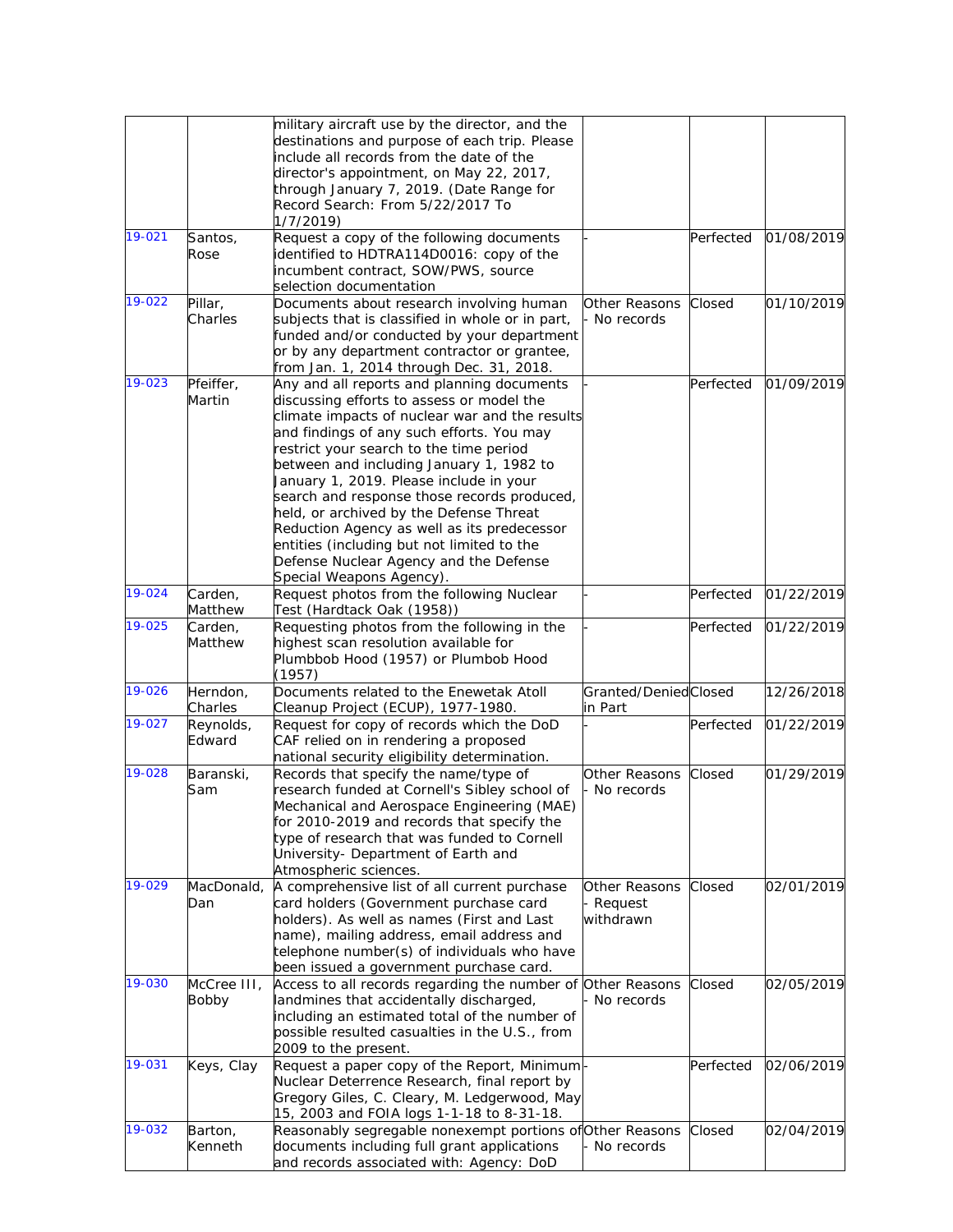| | | | | | |
|---|---|---|---|---|---|
| | | military aircraft use by the director, and the destinations and purpose of each trip. Please include all records from the date of the director's appointment, on May 22, 2017, through January 7, 2019. (Date Range for Record Search: From 5/22/2017 To 1/7/2019) | | | |
| 19-021 | Santos, Rose | Request a copy of the following documents identified to HDTRA114D0016: copy of the incumbent contract, SOW/PWS, source selection documentation | - | Perfected | 01/08/2019 |
| 19-022 | Pillar, Charles | Documents about research involving human subjects that is classified in whole or in part, funded and/or conducted by your department or by any department contractor or grantee, from Jan. 1, 2014 through Dec. 31, 2018. | Other Reasons - No records | Closed | 01/10/2019 |
| 19-023 | Pfeiffer, Martin | Any and all reports and planning documents discussing efforts to assess or model the climate impacts of nuclear war and the results and findings of any such efforts. You may restrict your search to the time period between and including January 1, 1982 to January 1, 2019. Please include in your search and response those records produced, held, or archived by the Defense Threat Reduction Agency as well as its predecessor entities (including but not limited to the Defense Nuclear Agency and the Defense Special Weapons Agency). | - | Perfected | 01/09/2019 |
| 19-024 | Carden, Matthew | Request photos from the following Nuclear Test (Hardtack Oak (1958)) | - | Perfected | 01/22/2019 |
| 19-025 | Carden, Matthew | Requesting photos from the following in the highest scan resolution available for Plumbbob Hood (1957) or Plumbob Hood (1957) | - | Perfected | 01/22/2019 |
| 19-026 | Herndon, Charles | Documents related to the Enewetak Atoll Cleanup Project (ECUP), 1977-1980. | Granted/Denied in Part | Closed | 12/26/2018 |
| 19-027 | Reynolds, Edward | Request for copy of records which the DoD CAF relied on in rendering a proposed national security eligibility determination. | - | Perfected | 01/22/2019 |
| 19-028 | Baranski, Sam | Records that specify the name/type of research funded at Cornell's Sibley school of Mechanical and Aerospace Engineering (MAE) for 2010-2019 and records that specify the type of research that was funded to Cornell University- Department of Earth and Atmospheric sciences. | Other Reasons - No records | Closed | 01/29/2019 |
| 19-029 | MacDonald, Dan | A comprehensive list of all current purchase card holders (Government purchase card holders). As well as names (First and Last name), mailing address, email address and telephone number(s) of individuals who have been issued a government purchase card. | Other Reasons - Request withdrawn | Closed | 02/01/2019 |
| 19-030 | McCree III, Bobby | Access to all records regarding the number of landmines that accidentally discharged, including an estimated total of the number of possible resulted casualties in the U.S., from 2009 to the present. | Other Reasons - No records | Closed | 02/05/2019 |
| 19-031 | Keys, Clay | Request a paper copy of the Report, Minimum Nuclear Deterrence Research, final report by Gregory Giles, C. Cleary, M. Ledgerwood, May 15, 2003 and FOIA logs 1-1-18 to 8-31-18. | - | Perfected | 02/06/2019 |
| 19-032 | Barton, Kenneth | Reasonably segregable nonexempt portions of documents including full grant applications and records associated with: Agency: DoD | Other Reasons - No records | Closed | 02/04/2019 |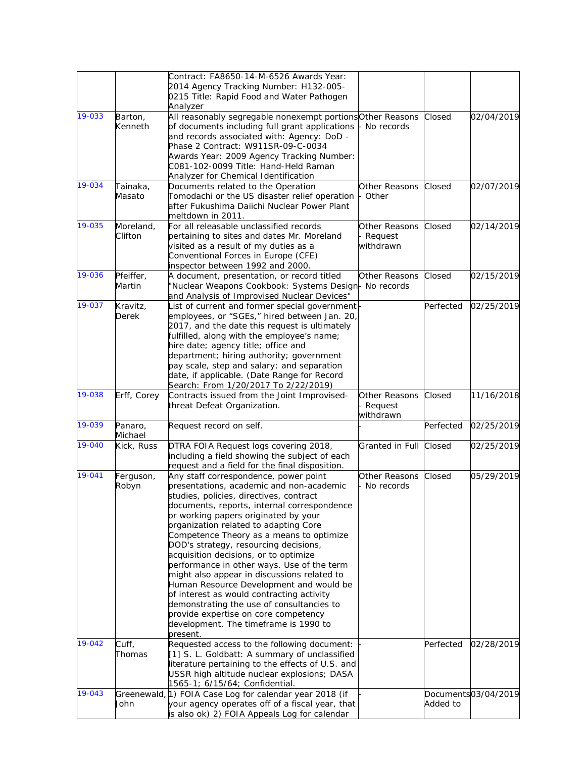| | | | | | |
|---|---|---|---|---|---|
| | | Contract: FA8650-14-M-6526 Awards Year: 2014 Agency Tracking Number: H132-005-0215 Title: Rapid Food and Water Pathogen Analyzer | | | |
| 19-033 | Barton, Kenneth | All reasonably segregable nonexempt portions of documents including full grant applications and records associated with: Agency: DoD - Phase 2 Contract: W911SR-09-C-0034 Awards Year: 2009 Agency Tracking Number: C081-102-0099 Title: Hand-Held Raman Analyzer for Chemical Identification | Other Reasons - No records | Closed | 02/04/2019 |
| 19-034 | Tainaka, Masato | Documents related to the Operation Tomodachi or the US disaster relief operation after Fukushima Daiichi Nuclear Power Plant meltdown in 2011. | Other Reasons - Other | Closed | 02/07/2019 |
| 19-035 | Moreland, Clifton | For all releasable unclassified records pertaining to sites and dates Mr. Moreland visited as a result of my duties as a Conventional Forces in Europe (CFE) inspector between 1992 and 2000. | Other Reasons - Request withdrawn | Closed | 02/14/2019 |
| 19-036 | Pfeiffer, Martin | A document, presentation, or record titled "Nuclear Weapons Cookbook: Systems Design and Analysis of Improvised Nuclear Devices" | Other Reasons - No records | Closed | 02/15/2019 |
| 19-037 | Kravitz, Derek | List of current and former special government employees, or "SGEs," hired between Jan. 20, 2017, and the date this request is ultimately fulfilled, along with the employee's name; hire date; agency title; office and department; hiring authority; government pay scale, step and salary; and separation date, if applicable. (Date Range for Record Search: From 1/20/2017 To 2/22/2019) | - | Perfected | 02/25/2019 |
| 19-038 | Erff, Corey | Contracts issued from the Joint Improvised-threat Defeat Organization. | Other Reasons - Request withdrawn | Closed | 11/16/2018 |
| 19-039 | Panaro, Michael | Request record on self. | - | Perfected | 02/25/2019 |
| 19-040 | Kick, Russ | DTRA FOIA Request logs covering 2018, including a field showing the subject of each request and a field for the final disposition. | Granted in Full | Closed | 02/25/2019 |
| 19-041 | Ferguson, Robyn | Any staff correspondence, power point presentations, academic and non-academic studies, policies, directives, contract documents, reports, internal correspondence or working papers originated by your organization related to adapting Core Competence Theory as a means to optimize DOD's strategy, resourcing decisions, acquisition decisions, or to optimize performance in other ways. Use of the term might also appear in discussions related to Human Resource Development and would be of interest as would contracting activity demonstrating the use of consultancies to provide expertise on core competency development. The timeframe is 1990 to present. | Other Reasons - No records | Closed | 05/29/2019 |
| 19-042 | Cuff, Thomas | Requested access to the following document: [1] S. L. Goldbatt: A summary of unclassified literature pertaining to the effects of U.S. and USSR high altitude nuclear explosions; DASA 1565-1; 6/15/64; Confidential. | - | Perfected | 02/28/2019 |
| 19-043 | Greenewald, John | 1) FOIA Case Log for calendar year 2018 (if your agency operates off of a fiscal year, that is also ok) 2) FOIA Appeals Log for calendar | - | Documents Added to | 03/04/2019 |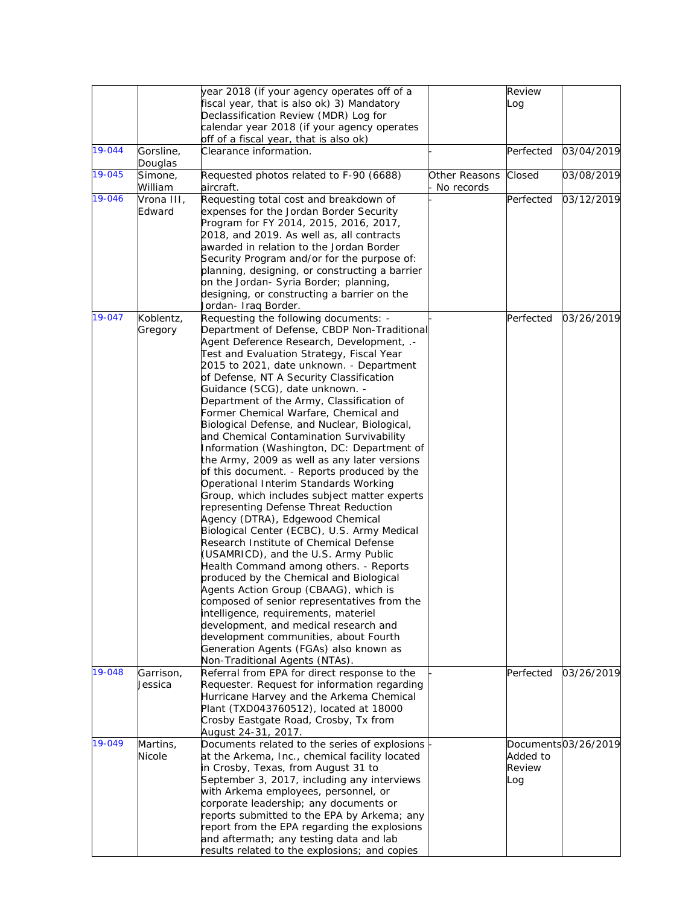|  |  | year 2018 (if your agency operates off of a fiscal year, that is also ok) 3) Mandatory Declassification Review (MDR) Log for calendar year 2018 (if your agency operates off of a fiscal year, that is also ok) |  | Review Log |  |
|---|---|---|---|---|---|
| 19-044 | Gorsline, Douglas | Clearance information. | - | Perfected | 03/04/2019 |
| 19-045 | Simone, William | Requested photos related to F-90 (6688) aircraft. | Other Reasons - No records | Closed | 03/08/2019 |
| 19-046 | Vrona III, Edward | Requesting total cost and breakdown of expenses for the Jordan Border Security Program for FY 2014, 2015, 2016, 2017, 2018, and 2019. As well as, all contracts awarded in relation to the Jordan Border Security Program and/or for the purpose of: planning, designing, or constructing a barrier on the Jordan- Syria Border; planning, designing, or constructing a barrier on the Jordan- Iraq Border. | - | Perfected | 03/12/2019 |
| 19-047 | Koblentz, Gregory | Requesting the following documents: - Department of Defense, CBDP Non-Traditional Agent Deference Research, Development, .- Test and Evaluation Strategy, Fiscal Year 2015 to 2021, date unknown. - Department of Defense, NT A Security Classification Guidance (SCG), date unknown. - Department of the Army, Classification of Former Chemical Warfare, Chemical and Biological Defense, and Nuclear, Biological, and Chemical Contamination Survivability Information (Washington, DC: Department of the Army, 2009 as well as any later versions of this document. - Reports produced by the Operational Interim Standards Working Group, which includes subject matter experts representing Defense Threat Reduction Agency (DTRA), Edgewood Chemical Biological Center (ECBC), U.S. Army Medical Research Institute of Chemical Defense (USAMRICD), and the U.S. Army Public Health Command among others. - Reports produced by the Chemical and Biological Agents Action Group (CBAAG), which is composed of senior representatives from the intelligence, requirements, materiel development, and medical research and development communities, about Fourth Generation Agents (FGAs) also known as Non-Traditional Agents (NTAs). | - | Perfected | 03/26/2019 |
| 19-048 | Garrison, Jessica | Referral from EPA for direct response to the Requester. Request for information regarding Hurricane Harvey and the Arkema Chemical Plant (TXD043760512), located at 18000 Crosby Eastgate Road, Crosby, Tx from August 24-31, 2017. | - | Perfected | 03/26/2019 |
| 19-049 | Martins, Nicole | Documents related to the series of explosions at the Arkema, Inc., chemical facility located in Crosby, Texas, from August 31 to September 3, 2017, including any interviews with Arkema employees, personnel, or corporate leadership; any documents or reports submitted to the EPA by Arkema; any report from the EPA regarding the explosions and aftermath; any testing data and lab results related to the explosions; and copies | - | Documents Added to Review Log | 03/26/2019 |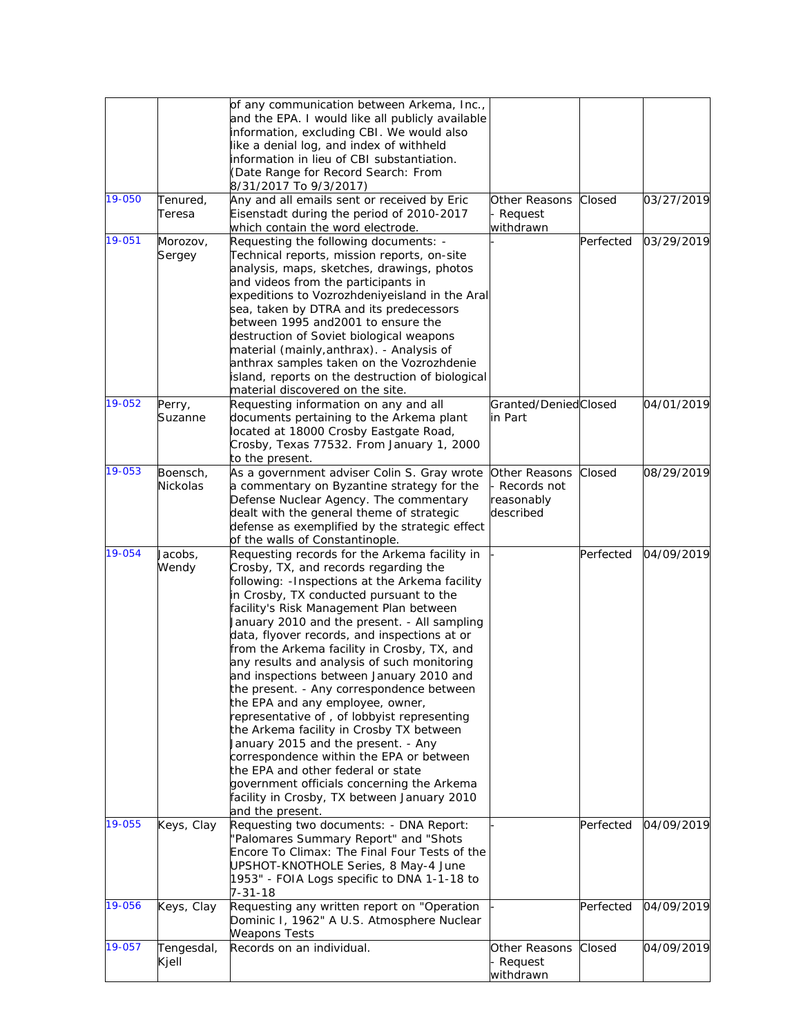| | | | | | |
|---|---|---|---|---|---|
| | | of any communication between Arkema, Inc., and the EPA. I would like all publicly available information, excluding CBI. We would also like a denial log, and index of withheld information in lieu of CBI substantiation. (Date Range for Record Search: From 8/31/2017 To 9/3/2017) | | | |
| 19-050 | Tenured, Teresa | Any and all emails sent or received by Eric Eisenstadt during the period of 2010-2017 which contain the word electrode. | Other Reasons - Request withdrawn | Closed | 03/27/2019 |
| 19-051 | Morozov, Sergey | Requesting the following documents: - Technical reports, mission reports, on-site analysis, maps, sketches, drawings, photos and videos from the participants in expeditions to Vozrozhdeniyeisland in the Aral sea, taken by DTRA and its predecessors between 1995 and2001 to ensure the destruction of Soviet biological weapons material (mainly,anthrax). - Analysis of anthrax samples taken on the Vozrozhdenie island, reports on the destruction of biological material discovered on the site. | - | Perfected | 03/29/2019 |
| 19-052 | Perry, Suzanne | Requesting information on any and all documents pertaining to the Arkema plant located at 18000 Crosby Eastgate Road, Crosby, Texas 77532. From January 1, 2000 to the present. | Granted/Denied in Part | Closed | 04/01/2019 |
| 19-053 | Boensch, Nickolas | As a government adviser Colin S. Gray wrote a commentary on Byzantine strategy for the Defense Nuclear Agency. The commentary dealt with the general theme of strategic defense as exemplified by the strategic effect of the walls of Constantinople. | Other Reasons - Records not reasonably described | Closed | 08/29/2019 |
| 19-054 | Jacobs, Wendy | Requesting records for the Arkema facility in Crosby, TX, and records regarding the following: -Inspections at the Arkema facility in Crosby, TX conducted pursuant to the facility's Risk Management Plan between January 2010 and the present. - All sampling data, flyover records, and inspections at or from the Arkema facility in Crosby, TX, and any results and analysis of such monitoring and inspections between January 2010 and the present. - Any correspondence between the EPA and any employee, owner, representative of , of lobbyist representing the Arkema facility in Crosby TX between January 2015 and the present. - Any correspondence within the EPA or between the EPA and other federal or state government officials concerning the Arkema facility in Crosby, TX between January 2010 and the present. | - | Perfected | 04/09/2019 |
| 19-055 | Keys, Clay | Requesting two documents: - DNA Report: "Palomares Summary Report" and "Shots Encore To Climax: The Final Four Tests of the UPSHOT-KNOTHOLE Series, 8 May-4 June 1953" - FOIA Logs specific to DNA 1-1-18 to 7-31-18 | - | Perfected | 04/09/2019 |
| 19-056 | Keys, Clay | Requesting any written report on "Operation Dominic I, 1962" A U.S. Atmosphere Nuclear Weapons Tests | - | Perfected | 04/09/2019 |
| 19-057 | Tengesdal, Kjell | Records on an individual. | Other Reasons - Request withdrawn | Closed | 04/09/2019 |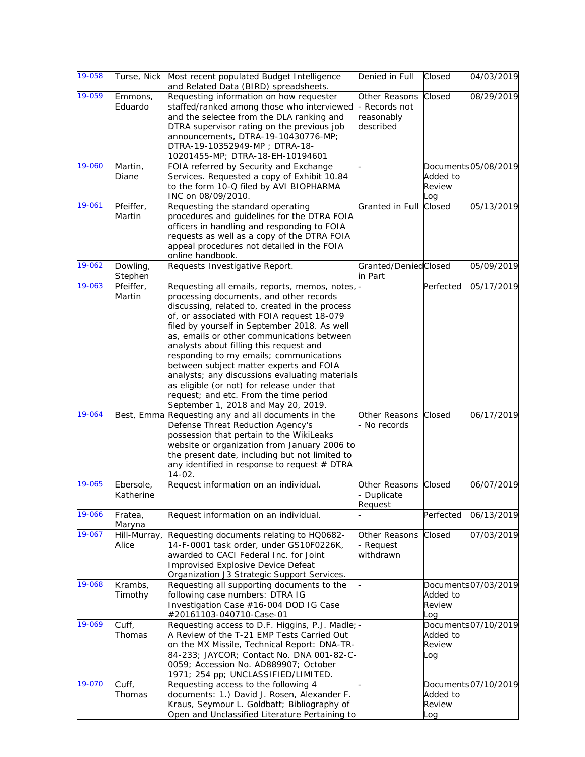| 19-058 | Turse, Nick | Most recent populated Budget Intelligence and Related Data (BIRD) spreadsheets. | Denied in Full | Closed | 04/03/2019 |
|---|---|---|---|---|---|
| 19-059 | Emmons, Eduardo | Requesting information on how requester staffed/ranked among those who interviewed and the selectee from the DLA ranking and DTRA supervisor rating on the previous job announcements, DTRA-19-10430776-MP; DTRA-19-10352949-MP ; DTRA-18-10201455-MP; DTRA-18-EH-10194601 | Other Reasons - Records not reasonably described | Closed | 08/29/2019 |
| 19-060 | Martin, Diane | FOIA referred by Security and Exchange Services. Requested a copy of Exhibit 10.84 to the form 10-Q filed by AVI BIOPHARMA INC on 08/09/2010. | - | Documents Added to Review Log | 05/08/2019 |
| 19-061 | Pfeiffer, Martin | Requesting the standard operating procedures and guidelines for the DTRA FOIA officers in handling and responding to FOIA requests as well as a copy of the DTRA FOIA appeal procedures not detailed in the FOIA online handbook. | Granted in Full | Closed | 05/13/2019 |
| 19-062 | Dowling, Stephen | Requests Investigative Report. | Granted/Denied in Part | Closed | 05/09/2019 |
| 19-063 | Pfeiffer, Martin | Requesting all emails, reports, memos, notes, processing documents, and other records discussing, related to, created in the process of, or associated with FOIA request 18-079 filed by yourself in September 2018. As well as, emails or other communications between analysts about filling this request and responding to my emails; communications between subject matter experts and FOIA analysts; any discussions evaluating materials as eligible (or not) for release under that request; and etc. From the time period September 1, 2018 and May 20, 2019. | - | Perfected | 05/17/2019 |
| 19-064 | Best, Emma | Requesting any and all documents in the Defense Threat Reduction Agency's possession that pertain to the WikiLeaks website or organization from January 2006 to the present date, including but not limited to any identified in response to request # DTRA 14-02. | Other Reasons - No records | Closed | 06/17/2019 |
| 19-065 | Ebersole, Katherine | Request information on an individual. | Other Reasons - Duplicate Request | Closed | 06/07/2019 |
| 19-066 | Fratea, Maryna | Request information on an individual. | - | Perfected | 06/13/2019 |
| 19-067 | Hill-Murray, Alice | Requesting documents relating to HQ0682-14-F-0001 task order, under GS10F0226K, awarded to CACI Federal Inc. for Joint Improvised Explosive Device Defeat Organization J3 Strategic Support Services. | Other Reasons - Request withdrawn | Closed | 07/03/2019 |
| 19-068 | Krambs, Timothy | Requesting all supporting documents to the following case numbers: DTRA IG Investigation Case #16-004 DOD IG Case #20161103-040710-Case-01 | - | Documents Added to Review Log | 07/03/2019 |
| 19-069 | Cuff, Thomas | Requesting access to D.F. Higgins, P.J. Madle; A Review of the T-21 EMP Tests Carried Out on the MX Missile, Technical Report: DNA-TR-84-233; JAYCOR; Contact No. DNA 001-82-C-0059; Accession No. AD889907; October 1971; 254 pp; UNCLASSIFIED/LIMITED. | - | Documents Added to Review Log | 07/10/2019 |
| 19-070 | Cuff, Thomas | Requesting access to the following 4 documents: 1.) David J. Rosen, Alexander F. Kraus, Seymour L. Goldbatt; Bibliography of Open and Unclassified Literature Pertaining to | - | Documents Added to Review Log | 07/10/2019 |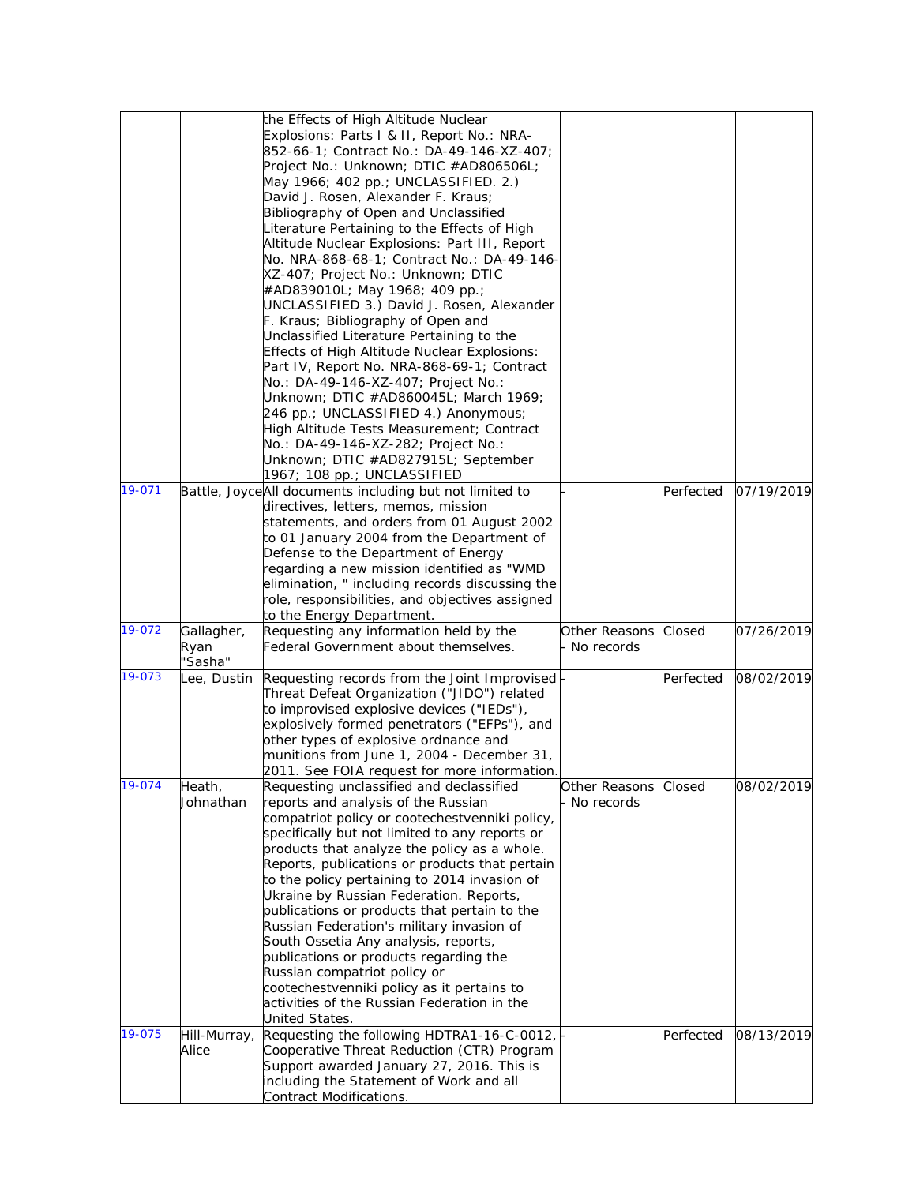|  |  |  |  |  |  |
|---|---|---|---|---|---|
|  |  | the Effects of High Altitude Nuclear Explosions: Parts I & II, Report No.: NRA-852-66-1; Contract No.: DA-49-146-XZ-407; Project No.: Unknown; DTIC #AD806506L; May 1966; 402 pp.; UNCLASSIFIED. 2.) David J. Rosen, Alexander F. Kraus; Bibliography of Open and Unclassified Literature Pertaining to the Effects of High Altitude Nuclear Explosions: Part III, Report No. NRA-868-68-1; Contract No.: DA-49-146-XZ-407; Project No.: Unknown; DTIC #AD839010L; May 1968; 409 pp.; UNCLASSIFIED 3.) David J. Rosen, Alexander F. Kraus; Bibliography of Open and Unclassified Literature Pertaining to the Effects of High Altitude Nuclear Explosions: Part IV, Report No. NRA-868-69-1; Contract No.: DA-49-146-XZ-407; Project No.: Unknown; DTIC #AD860045L; March 1969; 246 pp.; UNCLASSIFIED 4.) Anonymous; High Altitude Tests Measurement; Contract No.: DA-49-146-XZ-282; Project No.: Unknown; DTIC #AD827915L; September 1967; 108 pp.; UNCLASSIFIED |  |  |  |
| 19-071 | Battle, Joyce | All documents including but not limited to directives, letters, memos, mission statements, and orders from 01 August 2002 to 01 January 2004 from the Department of Defense to the Department of Energy regarding a new mission identified as "WMD elimination, " including records discussing the role, responsibilities, and objectives assigned to the Energy Department. | - | Perfected | 07/19/2019 |
| 19-072 | Gallagher, Ryan "Sasha" | Requesting any information held by the Federal Government about themselves. | Other Reasons - No records | Closed | 07/26/2019 |
| 19-073 | Lee, Dustin | Requesting records from the Joint Improvised Threat Defeat Organization ("JIDO") related to improvised explosive devices ("IEDs"), explosively formed penetrators ("EFPs"), and other types of explosive ordnance and munitions from June 1, 2004 - December 31, 2011. See FOIA request for more information. | - | Perfected | 08/02/2019 |
| 19-074 | Heath, Johnathan | Requesting unclassified and declassified reports and analysis of the Russian compatriot policy or cootechestvenniki policy, specifically but not limited to any reports or products that analyze the policy as a whole. Reports, publications or products that pertain to the policy pertaining to 2014 invasion of Ukraine by Russian Federation. Reports, publications or products that pertain to the Russian Federation's military invasion of South Ossetia Any analysis, reports, publications or products regarding the Russian compatriot policy or cootechestvenniki policy as it pertains to activities of the Russian Federation in the United States. | Other Reasons - No records | Closed | 08/02/2019 |
| 19-075 | Hill-Murray, Alice | Requesting the following HDTRA1-16-C-0012, Cooperative Threat Reduction (CTR) Program Support awarded January 27, 2016. This is including the Statement of Work and all Contract Modifications. | - | Perfected | 08/13/2019 |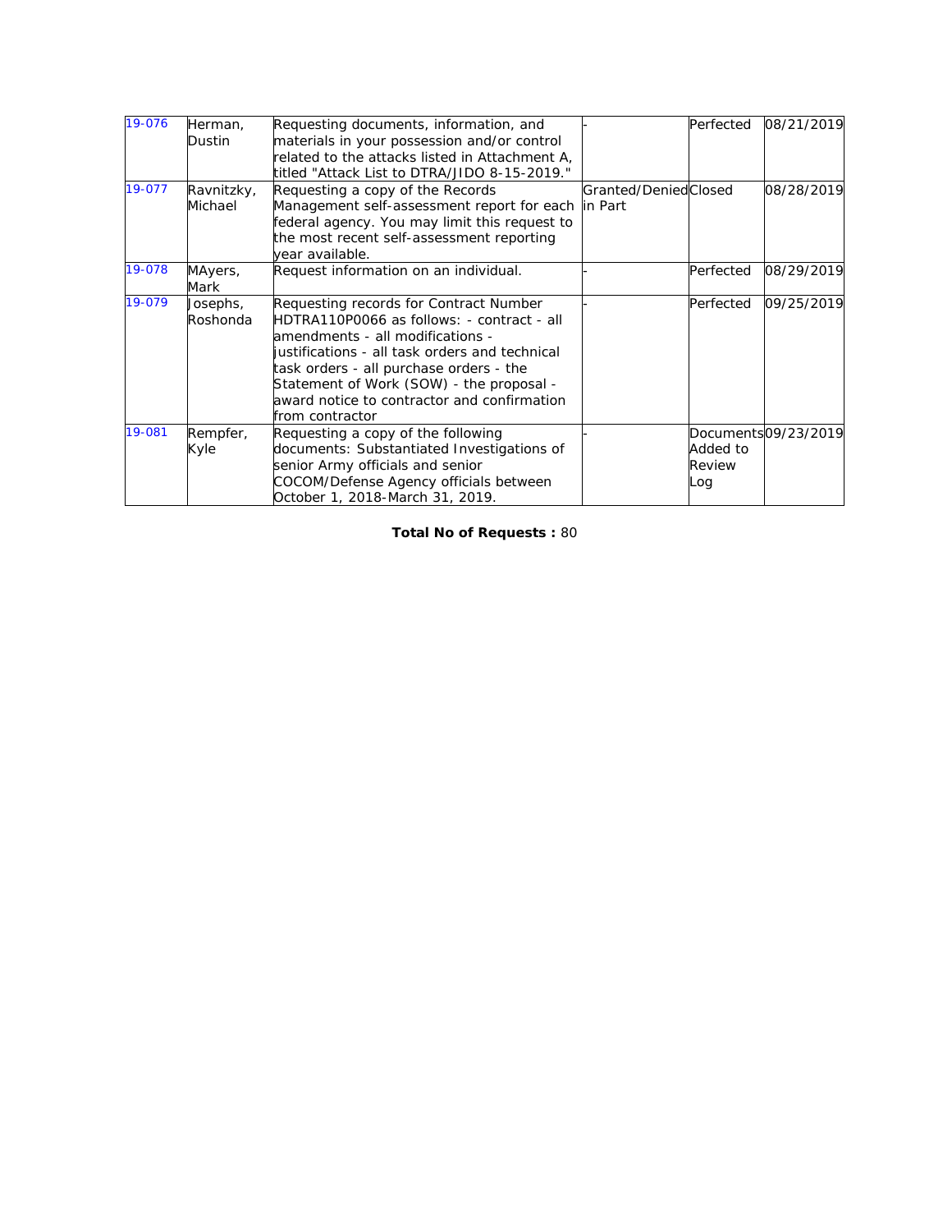| | | | | | |
|---|---|---|---|---|---|
| 19-076 | Herman, Dustin | Requesting documents, information, and materials in your possession and/or control related to the attacks listed in Attachment A, titled "Attack List to DTRA/JIDO 8-15-2019." | - | Perfected | 08/21/2019 |
| 19-077 | Ravnitzky, Michael | Requesting a copy of the Records Management self-assessment report for each federal agency. You may limit this request to the most recent self-assessment reporting year available. | Granted/Denied in Part | Closed | 08/28/2019 |
| 19-078 | MAyers, Mark | Request information on an individual. | - | Perfected | 08/29/2019 |
| 19-079 | Josephs, Roshonda | Requesting records for Contract Number HDTRA110P0066 as follows: - contract - all amendments - all modifications - justifications - all task orders and technical task orders - all purchase orders - the Statement of Work (SOW) - the proposal - award notice to contractor and confirmation from contractor | - | Perfected | 09/25/2019 |
| 19-081 | Rempfer, Kyle | Requesting a copy of the following documents: Substantiated Investigations of senior Army officials and senior COCOM/Defense Agency officials between October 1, 2018-March 31, 2019. | - | Documents Added to Review Log | 09/23/2019 |

**Total No of Requests :** 80